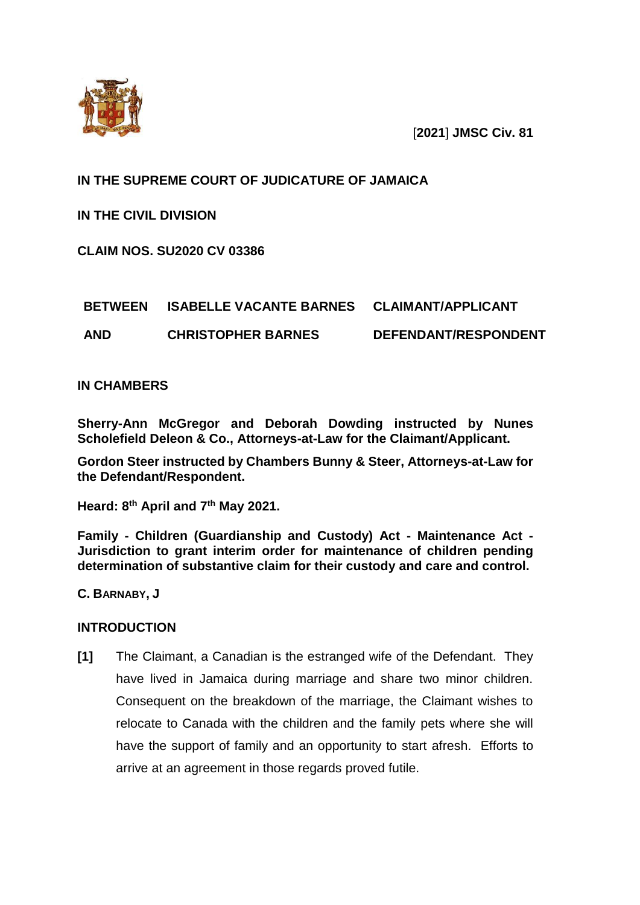[**2021**] **JMSC Civ. 81**

**IN THE SUPREME COURT OF JUDICATURE OF JAMAICA**

**IN THE CIVIL DIVISION**

**CLAIM NOS. SU2020 CV 03386**

| | | |
|---|---|---|
| **BETWEEN** | **ISABELLE VACANTE BARNES** | **CLAIMANT/APPLICANT** |
| **AND** | **CHRISTOPHER BARNES** | **DEFENDANT/RESPONDENT** |

**IN CHAMBERS**

**Sherry-Ann McGregor and Deborah Dowding instructed by Nunes Scholefield Deleon & Co., Attorneys-at-Law for the Claimant/Applicant.**

**Gordon Steer instructed by Chambers Bunny & Steer, Attorneys-at-Law for the Defendant/Respondent.**

**Heard: 8th April and 7th May 2021.**

**Family - Children (Guardianship and Custody) Act - Maintenance Act - Jurisdiction to grant interim order for maintenance of children pending determination of substantive claim for their custody and care and control.**

**C. BARNABY, J**

**INTRODUCTION**

**[1]** The Claimant, a Canadian is the estranged wife of the Defendant. They have lived in Jamaica during marriage and share two minor children. Consequent on the breakdown of the marriage, the Claimant wishes to relocate to Canada with the children and the family pets where she will have the support of family and an opportunity to start afresh. Efforts to arrive at an agreement in those regards proved futile.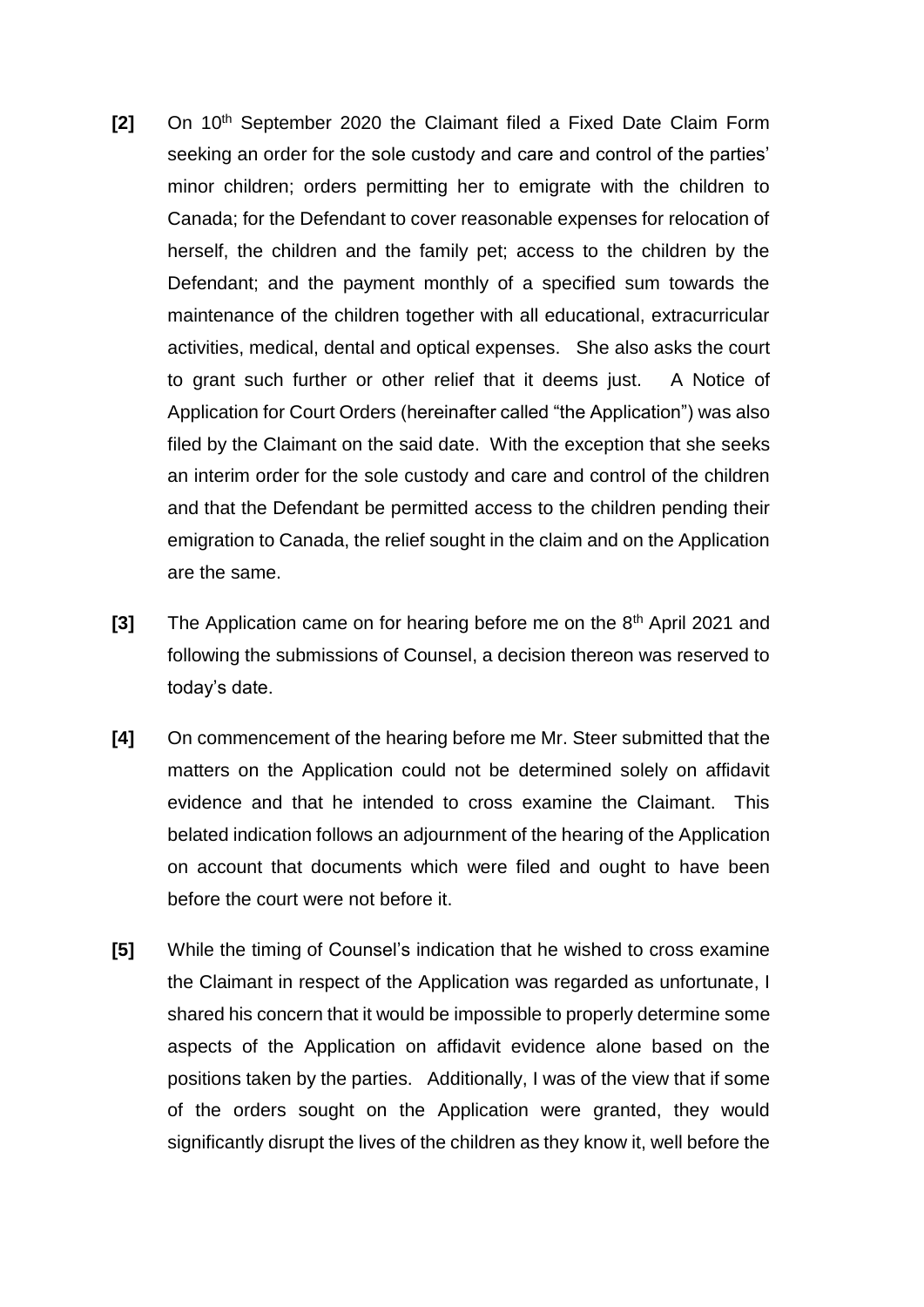**[2]** On 10th September 2020 the Claimant filed a Fixed Date Claim Form seeking an order for the sole custody and care and control of the parties' minor children; orders permitting her to emigrate with the children to Canada; for the Defendant to cover reasonable expenses for relocation of herself, the children and the family pet; access to the children by the Defendant; and the payment monthly of a specified sum towards the maintenance of the children together with all educational, extracurricular activities, medical, dental and optical expenses. She also asks the court to grant such further or other relief that it deems just. A Notice of Application for Court Orders (hereinafter called "the Application") was also filed by the Claimant on the said date. With the exception that she seeks an interim order for the sole custody and care and control of the children and that the Defendant be permitted access to the children pending their emigration to Canada, the relief sought in the claim and on the Application are the same.

**[3]** The Application came on for hearing before me on the 8th April 2021 and following the submissions of Counsel, a decision thereon was reserved to today's date.

**[4]** On commencement of the hearing before me Mr. Steer submitted that the matters on the Application could not be determined solely on affidavit evidence and that he intended to cross examine the Claimant. This belated indication follows an adjournment of the hearing of the Application on account that documents which were filed and ought to have been before the court were not before it.

**[5]** While the timing of Counsel's indication that he wished to cross examine the Claimant in respect of the Application was regarded as unfortunate, I shared his concern that it would be impossible to properly determine some aspects of the Application on affidavit evidence alone based on the positions taken by the parties. Additionally, I was of the view that if some of the orders sought on the Application were granted, they would significantly disrupt the lives of the children as they know it, well before the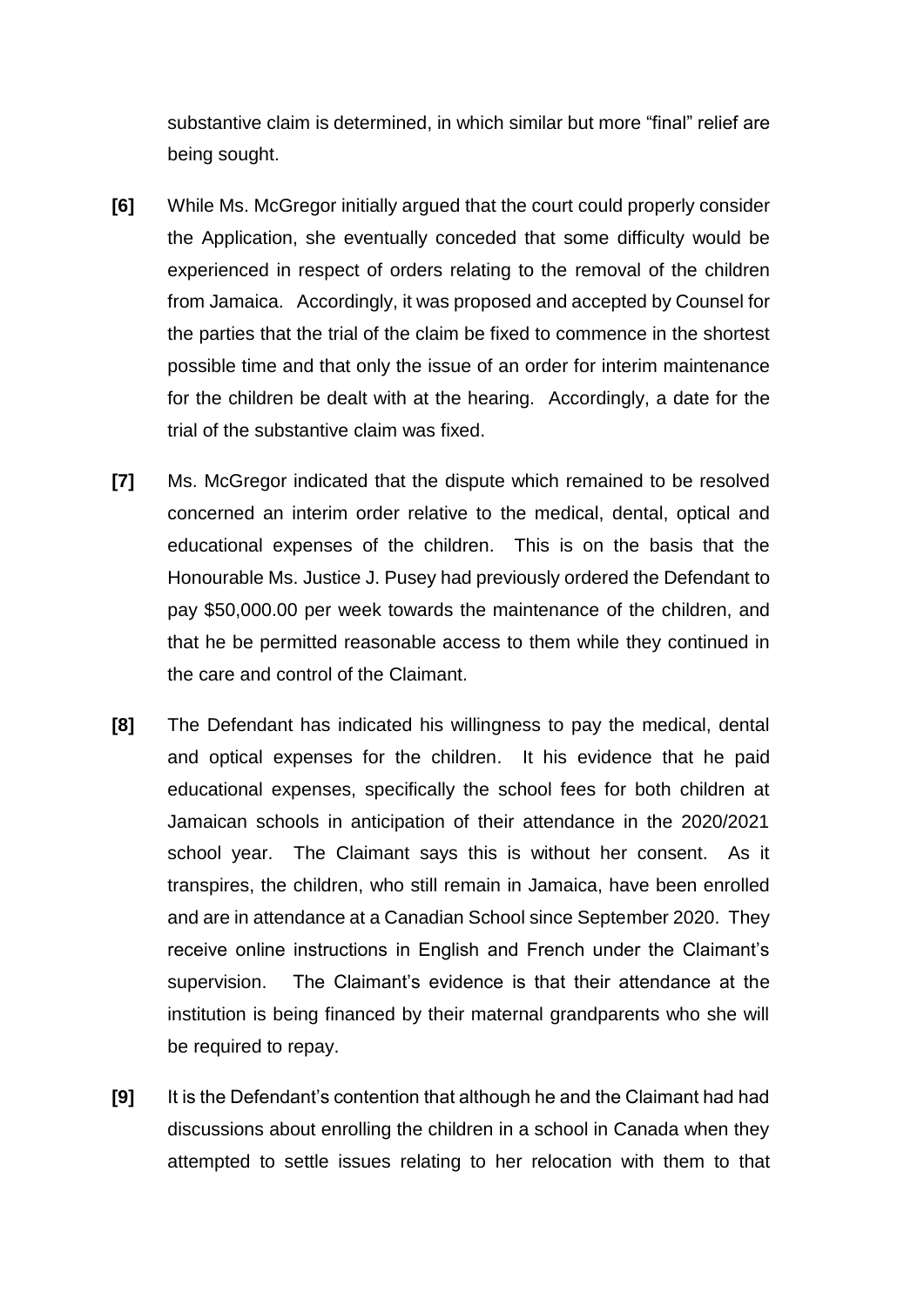substantive claim is determined, in which similar but more "final" relief are being sought.

**[6]** While Ms. McGregor initially argued that the court could properly consider the Application, she eventually conceded that some difficulty would be experienced in respect of orders relating to the removal of the children from Jamaica. Accordingly, it was proposed and accepted by Counsel for the parties that the trial of the claim be fixed to commence in the shortest possible time and that only the issue of an order for interim maintenance for the children be dealt with at the hearing. Accordingly, a date for the trial of the substantive claim was fixed.

**[7]** Ms. McGregor indicated that the dispute which remained to be resolved concerned an interim order relative to the medical, dental, optical and educational expenses of the children. This is on the basis that the Honourable Ms. Justice J. Pusey had previously ordered the Defendant to pay $50,000.00 per week towards the maintenance of the children, and that he be permitted reasonable access to them while they continued in the care and control of the Claimant.

**[8]** The Defendant has indicated his willingness to pay the medical, dental and optical expenses for the children. It his evidence that he paid educational expenses, specifically the school fees for both children at Jamaican schools in anticipation of their attendance in the 2020/2021 school year. The Claimant says this is without her consent. As it transpires, the children, who still remain in Jamaica, have been enrolled and are in attendance at a Canadian School since September 2020. They receive online instructions in English and French under the Claimant's supervision. The Claimant's evidence is that their attendance at the institution is being financed by their maternal grandparents who she will be required to repay.

**[9]** It is the Defendant's contention that although he and the Claimant had had discussions about enrolling the children in a school in Canada when they attempted to settle issues relating to her relocation with them to that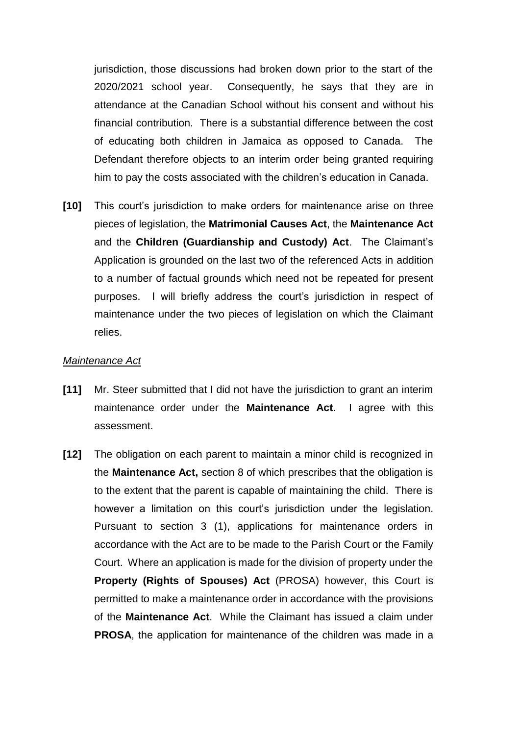jurisdiction, those discussions had broken down prior to the start of the 2020/2021 school year. Consequently, he says that they are in attendance at the Canadian School without his consent and without his financial contribution. There is a substantial difference between the cost of educating both children in Jamaica as opposed to Canada. The Defendant therefore objects to an interim order being granted requiring him to pay the costs associated with the children's education in Canada.

**[10]** This court's jurisdiction to make orders for maintenance arise on three pieces of legislation, the **Matrimonial Causes Act**, the **Maintenance Act** and the **Children (Guardianship and Custody) Act**. The Claimant's Application is grounded on the last two of the referenced Acts in addition to a number of factual grounds which need not be repeated for present purposes. I will briefly address the court's jurisdiction in respect of maintenance under the two pieces of legislation on which the Claimant relies.

*Maintenance Act*

**[11]** Mr. Steer submitted that I did not have the jurisdiction to grant an interim maintenance order under the **Maintenance Act**. I agree with this assessment.

**[12]** The obligation on each parent to maintain a minor child is recognized in the **Maintenance Act,** section 8 of which prescribes that the obligation is to the extent that the parent is capable of maintaining the child. There is however a limitation on this court's jurisdiction under the legislation. Pursuant to section 3 (1), applications for maintenance orders in accordance with the Act are to be made to the Parish Court or the Family Court. Where an application is made for the division of property under the **Property (Rights of Spouses) Act** (PROSA) however, this Court is permitted to make a maintenance order in accordance with the provisions of the **Maintenance Act**. While the Claimant has issued a claim under **PROSA**, the application for maintenance of the children was made in a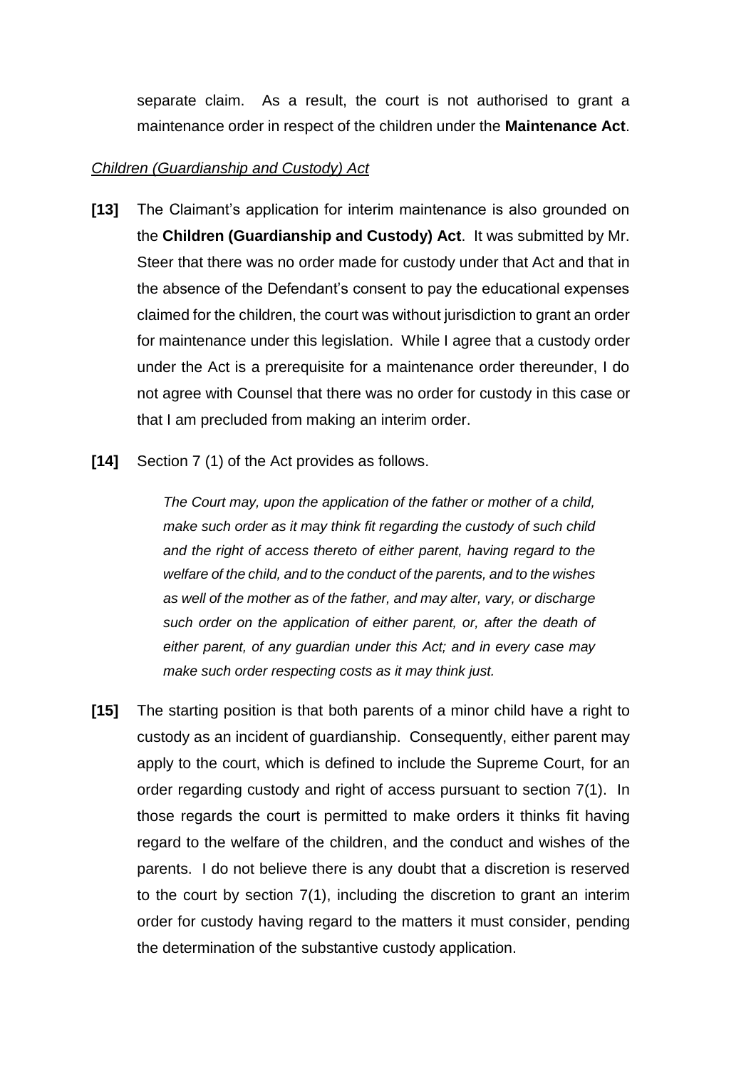separate claim. As a result, the court is not authorised to grant a maintenance order in respect of the children under the **Maintenance Act**.

*Children (Guardianship and Custody) Act*

**[13]** The Claimant's application for interim maintenance is also grounded on the **Children (Guardianship and Custody) Act**. It was submitted by Mr. Steer that there was no order made for custody under that Act and that in the absence of the Defendant's consent to pay the educational expenses claimed for the children, the court was without jurisdiction to grant an order for maintenance under this legislation. While I agree that a custody order under the Act is a prerequisite for a maintenance order thereunder, I do not agree with Counsel that there was no order for custody in this case or that I am precluded from making an interim order.

**[14]** Section 7 (1) of the Act provides as follows.

> *The Court may, upon the application of the father or mother of a child, make such order as it may think fit regarding the custody of such child and the right of access thereto of either parent, having regard to the welfare of the child, and to the conduct of the parents, and to the wishes as well of the mother as of the father, and may alter, vary, or discharge such order on the application of either parent, or, after the death of either parent, of any guardian under this Act; and in every case may make such order respecting costs as it may think just.*

**[15]** The starting position is that both parents of a minor child have a right to custody as an incident of guardianship. Consequently, either parent may apply to the court, which is defined to include the Supreme Court, for an order regarding custody and right of access pursuant to section 7(1). In those regards the court is permitted to make orders it thinks fit having regard to the welfare of the children, and the conduct and wishes of the parents. I do not believe there is any doubt that a discretion is reserved to the court by section 7(1), including the discretion to grant an interim order for custody having regard to the matters it must consider, pending the determination of the substantive custody application.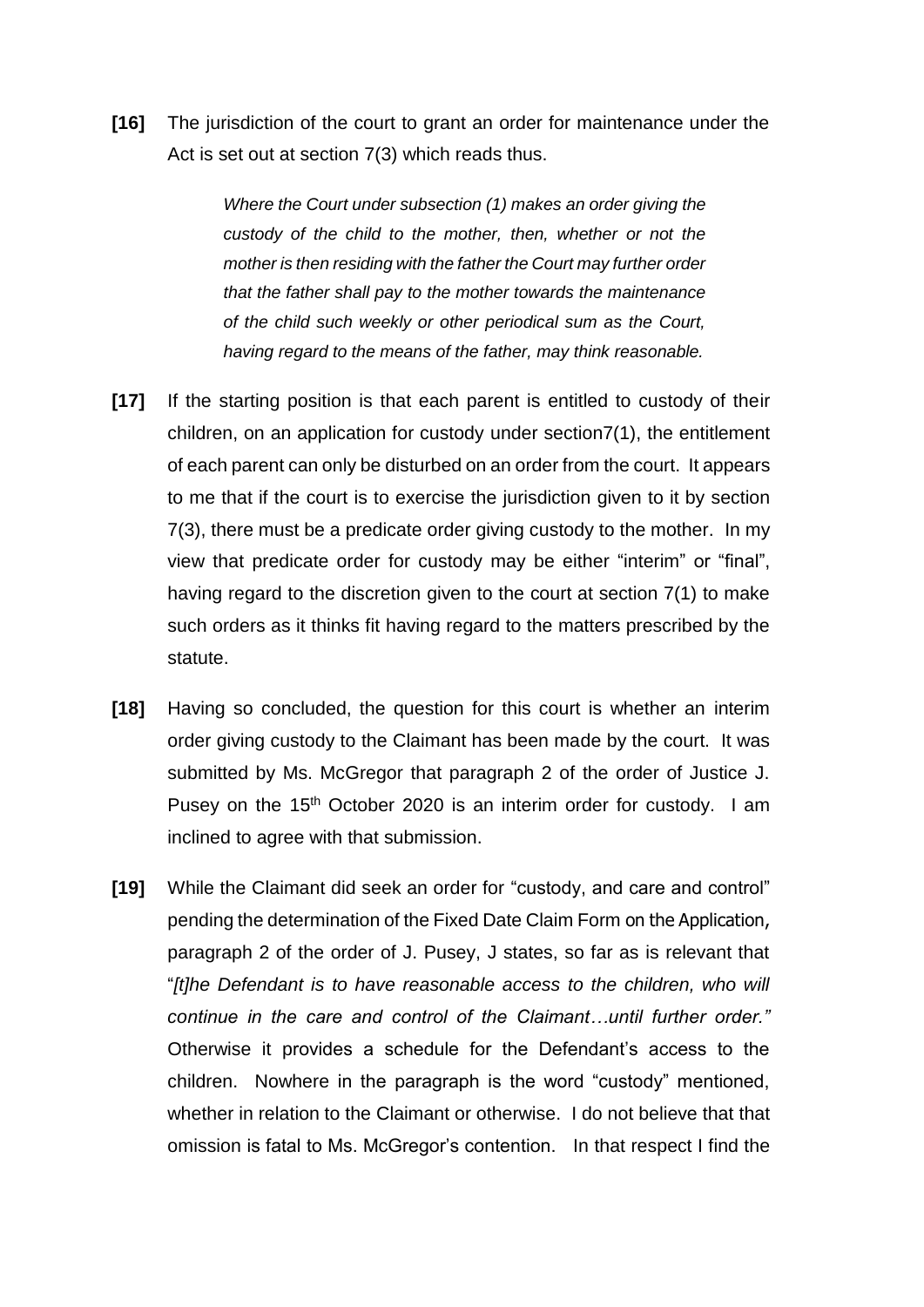**[16]** The jurisdiction of the court to grant an order for maintenance under the Act is set out at section 7(3) which reads thus.

> *Where the Court under subsection (1) makes an order giving the custody of the child to the mother, then, whether or not the mother is then residing with the father the Court may further order that the father shall pay to the mother towards the maintenance of the child such weekly or other periodical sum as the Court, having regard to the means of the father, may think reasonable.*

**[17]** If the starting position is that each parent is entitled to custody of their children, on an application for custody under section7(1), the entitlement of each parent can only be disturbed on an order from the court. It appears to me that if the court is to exercise the jurisdiction given to it by section 7(3), there must be a predicate order giving custody to the mother. In my view that predicate order for custody may be either "interim" or "final", having regard to the discretion given to the court at section 7(1) to make such orders as it thinks fit having regard to the matters prescribed by the statute.

**[18]** Having so concluded, the question for this court is whether an interim order giving custody to the Claimant has been made by the court. It was submitted by Ms. McGregor that paragraph 2 of the order of Justice J. Pusey on the 15th October 2020 is an interim order for custody. I am inclined to agree with that submission.

**[19]** While the Claimant did seek an order for "custody, and care and control" pending the determination of the Fixed Date Claim Form on the Application, paragraph 2 of the order of J. Pusey, J states, so far as is relevant that "*[t]he Defendant is to have reasonable access to the children, who will continue in the care and control of the Claimant…until further order."* Otherwise it provides a schedule for the Defendant's access to the children. Nowhere in the paragraph is the word "custody" mentioned, whether in relation to the Claimant or otherwise. I do not believe that that omission is fatal to Ms. McGregor's contention. In that respect I find the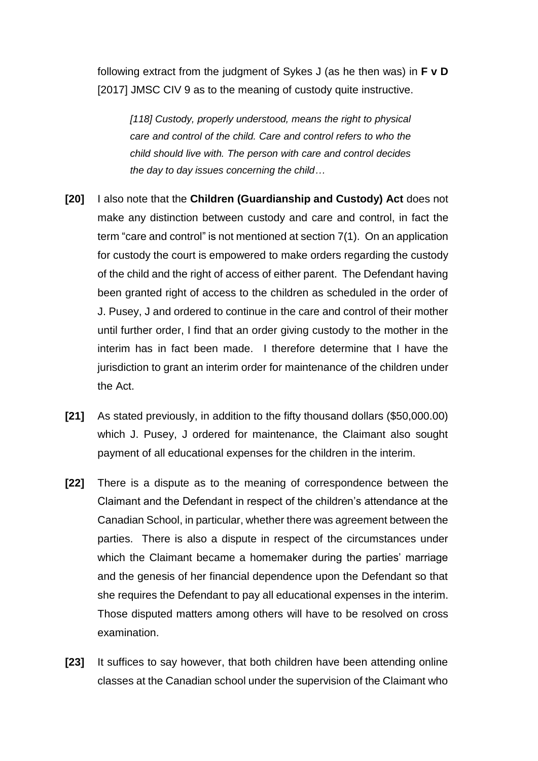following extract from the judgment of Sykes J (as he then was) in **F v D** [2017] JMSC CIV 9 as to the meaning of custody quite instructive.

> *[118] Custody, properly understood, means the right to physical care and control of the child. Care and control refers to who the child should live with. The person with care and control decides the day to day issues concerning the child…*

**[20]** I also note that the **Children (Guardianship and Custody) Act** does not make any distinction between custody and care and control, in fact the term "care and control" is not mentioned at section 7(1). On an application for custody the court is empowered to make orders regarding the custody of the child and the right of access of either parent. The Defendant having been granted right of access to the children as scheduled in the order of J. Pusey, J and ordered to continue in the care and control of their mother until further order, I find that an order giving custody to the mother in the interim has in fact been made. I therefore determine that I have the jurisdiction to grant an interim order for maintenance of the children under the Act.

**[21]** As stated previously, in addition to the fifty thousand dollars ($50,000.00) which J. Pusey, J ordered for maintenance, the Claimant also sought payment of all educational expenses for the children in the interim.

**[22]** There is a dispute as to the meaning of correspondence between the Claimant and the Defendant in respect of the children's attendance at the Canadian School, in particular, whether there was agreement between the parties. There is also a dispute in respect of the circumstances under which the Claimant became a homemaker during the parties' marriage and the genesis of her financial dependence upon the Defendant so that she requires the Defendant to pay all educational expenses in the interim. Those disputed matters among others will have to be resolved on cross examination.

**[23]** It suffices to say however, that both children have been attending online classes at the Canadian school under the supervision of the Claimant who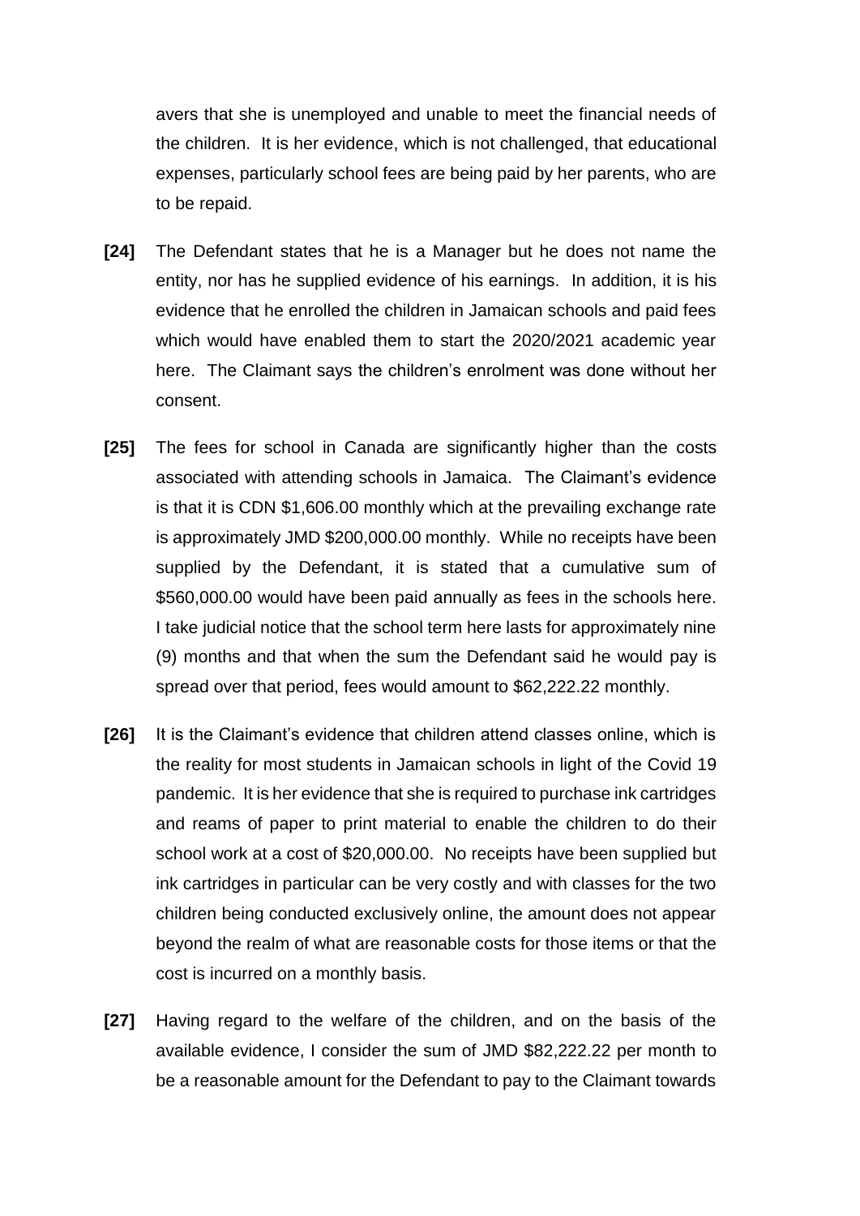avers that she is unemployed and unable to meet the financial needs of the children. It is her evidence, which is not challenged, that educational expenses, particularly school fees are being paid by her parents, who are to be repaid.

**[24]** The Defendant states that he is a Manager but he does not name the entity, nor has he supplied evidence of his earnings. In addition, it is his evidence that he enrolled the children in Jamaican schools and paid fees which would have enabled them to start the 2020/2021 academic year here. The Claimant says the children's enrolment was done without her consent.

**[25]** The fees for school in Canada are significantly higher than the costs associated with attending schools in Jamaica. The Claimant's evidence is that it is CDN $1,606.00 monthly which at the prevailing exchange rate is approximately JMD $200,000.00 monthly. While no receipts have been supplied by the Defendant, it is stated that a cumulative sum of $560,000.00 would have been paid annually as fees in the schools here. I take judicial notice that the school term here lasts for approximately nine (9) months and that when the sum the Defendant said he would pay is spread over that period, fees would amount to $62,222.22 monthly.

**[26]** It is the Claimant's evidence that children attend classes online, which is the reality for most students in Jamaican schools in light of the Covid 19 pandemic. It is her evidence that she is required to purchase ink cartridges and reams of paper to print material to enable the children to do their school work at a cost of $20,000.00. No receipts have been supplied but ink cartridges in particular can be very costly and with classes for the two children being conducted exclusively online, the amount does not appear beyond the realm of what are reasonable costs for those items or that the cost is incurred on a monthly basis.

**[27]** Having regard to the welfare of the children, and on the basis of the available evidence, I consider the sum of JMD $82,222.22 per month to be a reasonable amount for the Defendant to pay to the Claimant towards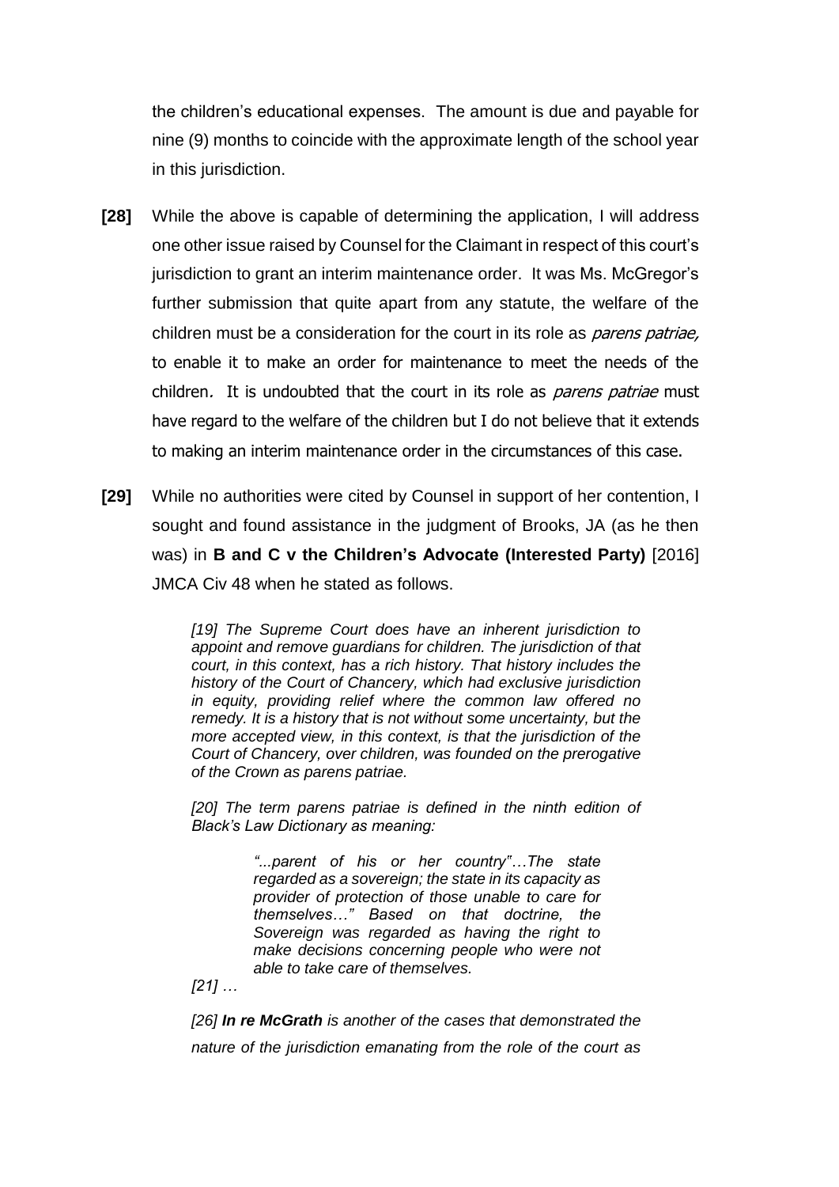the children's educational expenses. The amount is due and payable for nine (9) months to coincide with the approximate length of the school year in this jurisdiction.

**[28]** While the above is capable of determining the application, I will address one other issue raised by Counsel for the Claimant in respect of this court's jurisdiction to grant an interim maintenance order. It was Ms. McGregor's further submission that quite apart from any statute, the welfare of the children must be a consideration for the court in its role as *parens patriae,* to enable it to make an order for maintenance to meet the needs of the children*.* It is undoubted that the court in its role as *parens patriae* must have regard to the welfare of the children but I do not believe that it extends to making an interim maintenance order in the circumstances of this case.

**[29]** While no authorities were cited by Counsel in support of her contention, I sought and found assistance in the judgment of Brooks, JA (as he then was) in **B and C v the Children's Advocate (Interested Party)** [2016] JMCA Civ 48 when he stated as follows.

> *[19] The Supreme Court does have an inherent jurisdiction to appoint and remove guardians for children. The jurisdiction of that court, in this context, has a rich history. That history includes the history of the Court of Chancery, which had exclusive jurisdiction in equity, providing relief where the common law offered no remedy. It is a history that is not without some uncertainty, but the more accepted view, in this context, is that the jurisdiction of the Court of Chancery, over children, was founded on the prerogative of the Crown as parens patriae.*
>
> *[20] The term parens patriae is defined in the ninth edition of Black's Law Dictionary as meaning:*
>
> > *"...parent of his or her country"…The state regarded as a sovereign; the state in its capacity as provider of protection of those unable to care for themselves…" Based on that doctrine, the Sovereign was regarded as having the right to make decisions concerning people who were not able to take care of themselves.*
>
> *[21] …*
>
> *[26]* ***In re McGrath*** *is another of the cases that demonstrated the nature of the jurisdiction emanating from the role of the court as*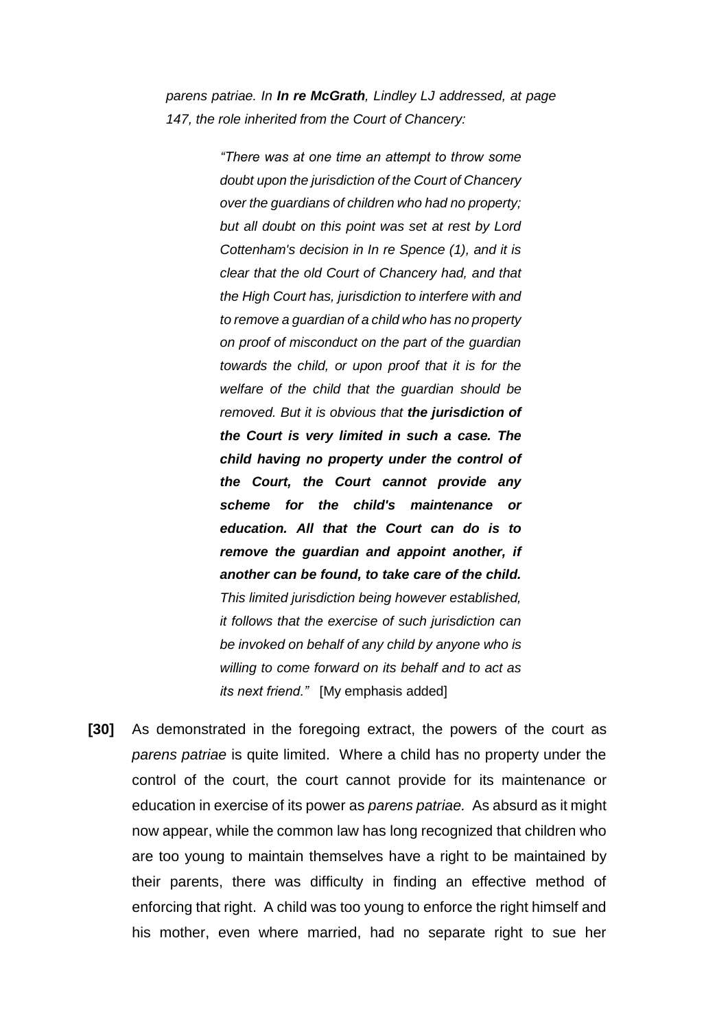*parens patriae. In **In re McGrath**, Lindley LJ addressed, at page 147, the role inherited from the Court of Chancery:*

> *"There was at one time an attempt to throw some doubt upon the jurisdiction of the Court of Chancery over the guardians of children who had no property; but all doubt on this point was set at rest by Lord Cottenham's decision in In re Spence (1), and it is clear that the old Court of Chancery had, and that the High Court has, jurisdiction to interfere with and to remove a guardian of a child who has no property on proof of misconduct on the part of the guardian towards the child, or upon proof that it is for the welfare of the child that the guardian should be removed. But it is obvious that **the jurisdiction of the Court is very limited in such a case. The child having no property under the control of the Court, the Court cannot provide any scheme for the child's maintenance or education. All that the Court can do is to remove the guardian and appoint another, if another can be found, to take care of the child.** This limited jurisdiction being however established, it follows that the exercise of such jurisdiction can be invoked on behalf of any child by anyone who is willing to come forward on its behalf and to act as its next friend."* [My emphasis added]

**[30]** As demonstrated in the foregoing extract, the powers of the court as *parens patriae* is quite limited. Where a child has no property under the control of the court, the court cannot provide for its maintenance or education in exercise of its power as *parens patriae.* As absurd as it might now appear, while the common law has long recognized that children who are too young to maintain themselves have a right to be maintained by their parents, there was difficulty in finding an effective method of enforcing that right. A child was too young to enforce the right himself and his mother, even where married, had no separate right to sue her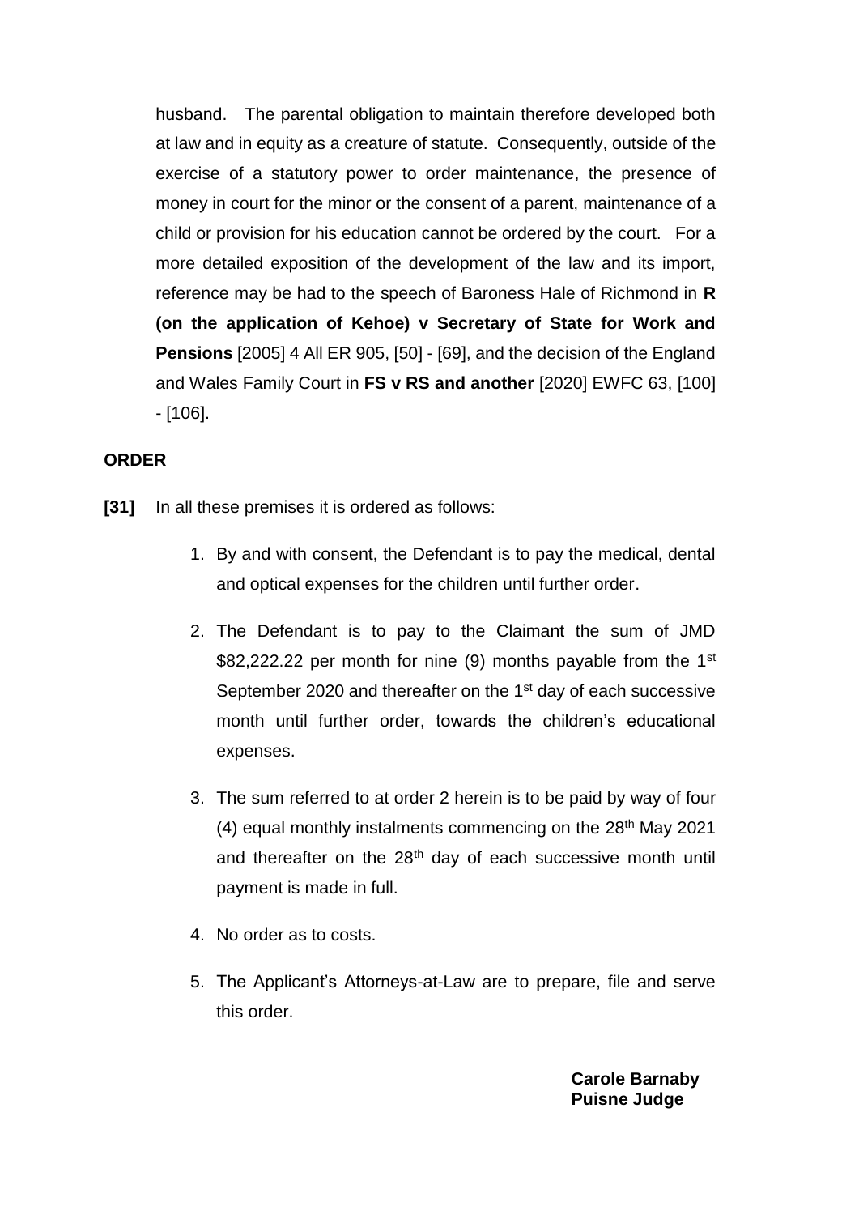husband. The parental obligation to maintain therefore developed both at law and in equity as a creature of statute. Consequently, outside of the exercise of a statutory power to order maintenance, the presence of money in court for the minor or the consent of a parent, maintenance of a child or provision for his education cannot be ordered by the court. For a more detailed exposition of the development of the law and its import, reference may be had to the speech of Baroness Hale of Richmond in **R (on the application of Kehoe) v Secretary of State for Work and Pensions** [2005] 4 All ER 905, [50] - [69], and the decision of the England and Wales Family Court in **FS v RS and another** [2020] EWFC 63, [100] - [106].

## ORDER

**[31]** In all these premises it is ordered as follows:

1. By and with consent, the Defendant is to pay the medical, dental and optical expenses for the children until further order.
2. The Defendant is to pay to the Claimant the sum of JMD $82,222.22 per month for nine (9) months payable from the 1st September 2020 and thereafter on the 1st day of each successive month until further order, towards the children's educational expenses.
3. The sum referred to at order 2 herein is to be paid by way of four (4) equal monthly instalments commencing on the 28th May 2021 and thereafter on the 28th day of each successive month until payment is made in full.
4. No order as to costs.
5. The Applicant's Attorneys-at-Law are to prepare, file and serve this order.

**Carole Barnaby**
**Puisne Judge**